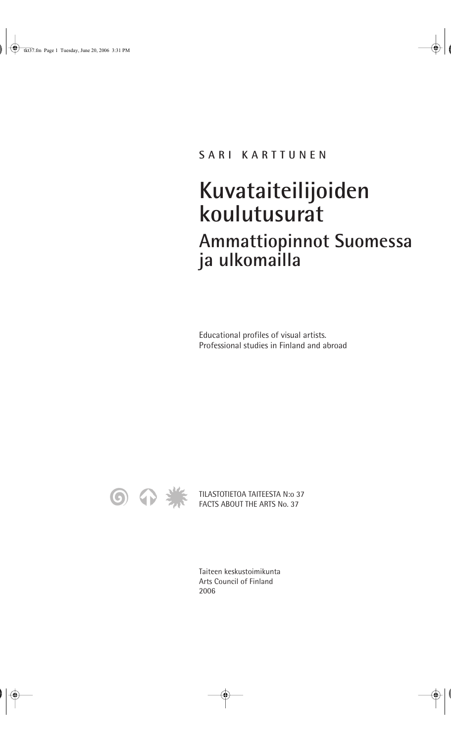SARI KARTTUNEN

# Kuvataiteilijoiden koulutusurat

## Ammattiopinnot Suomessa ja ulkomailla

Educational profiles of visual artists.
Professional studies in Finland and abroad

TILASTOTIETOA TAITEESTA N:o 37
FACTS ABOUT THE ARTS No. 37

Taiteen keskustoimikunta
Arts Council of Finland
2006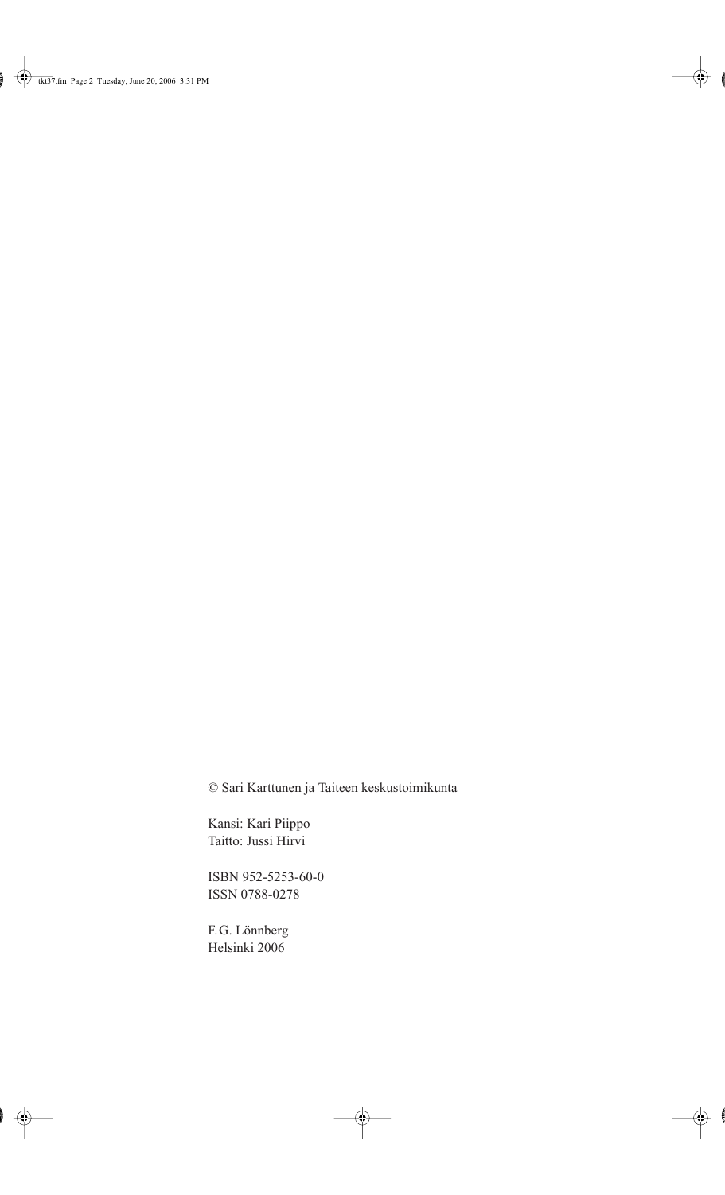© Sari Karttunen ja Taiteen keskustoimikunta

Kansi: Kari Piippo
Taitto: Jussi Hirvi

ISBN 952-5253-60-0
ISSN 0788-0278

F.G. Lönnberg
Helsinki 2006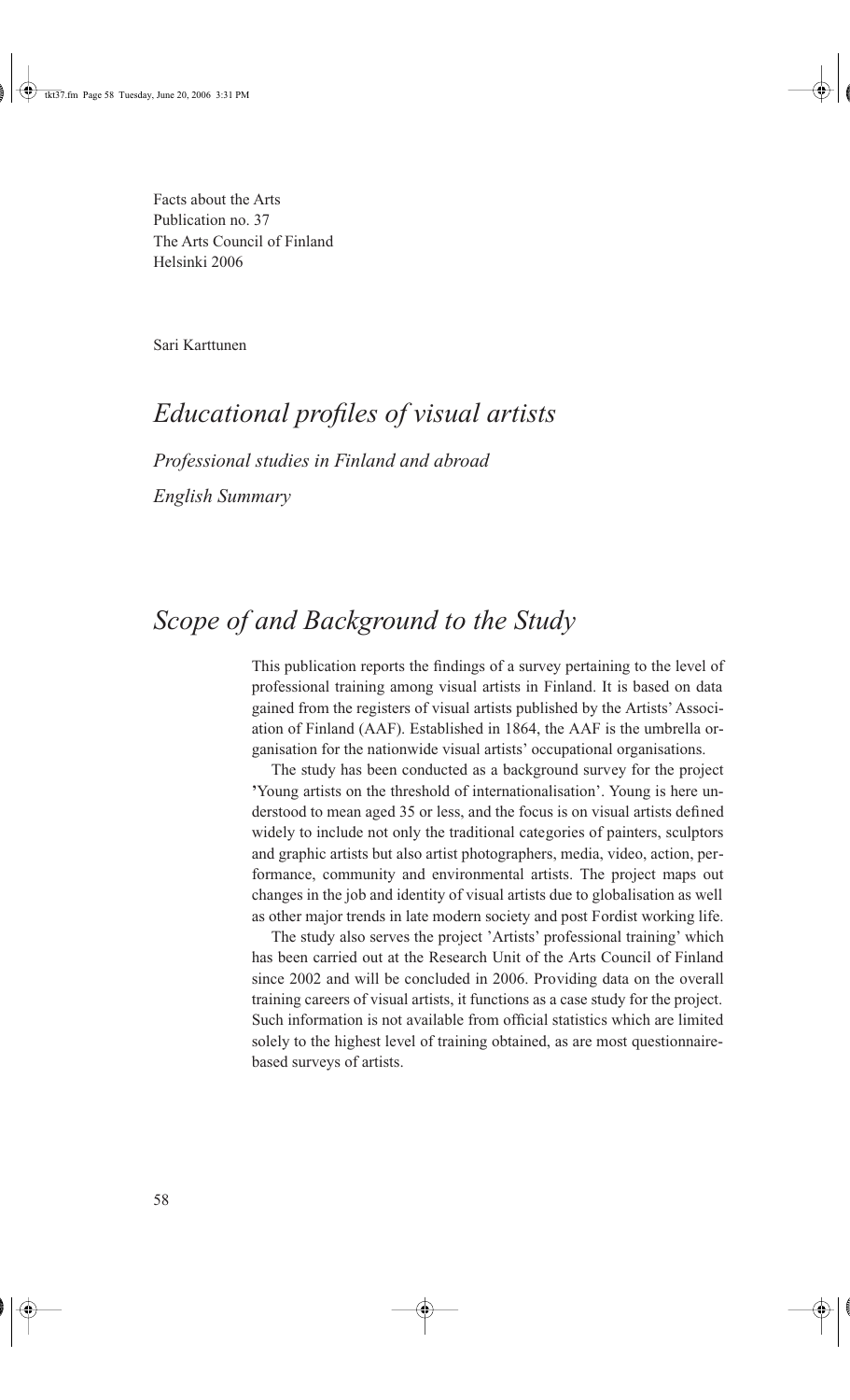Facts about the Arts
Publication no. 37
The Arts Council of Finland
Helsinki 2006

Sari Karttunen

# *Educational profiles of visual artists*

*Professional studies in Finland and abroad*

*English Summary*

## *Scope of and Background to the Study*

This publication reports the findings of a survey pertaining to the level of professional training among visual artists in Finland. It is based on data gained from the registers of visual artists published by the Artists' Association of Finland (AAF). Established in 1864, the AAF is the umbrella organisation for the nationwide visual artists' occupational organisations.

The study has been conducted as a background survey for the project 'Young artists on the threshold of internationalisation'. Young is here understood to mean aged 35 or less, and the focus is on visual artists defined widely to include not only the traditional categories of painters, sculptors and graphic artists but also artist photographers, media, video, action, performance, community and environmental artists. The project maps out changes in the job and identity of visual artists due to globalisation as well as other major trends in late modern society and post Fordist working life.

The study also serves the project 'Artists' professional training' which has been carried out at the Research Unit of the Arts Council of Finland since 2002 and will be concluded in 2006. Providing data on the overall training careers of visual artists, it functions as a case study for the project. Such information is not available from official statistics which are limited solely to the highest level of training obtained, as are most questionnaire-based surveys of artists.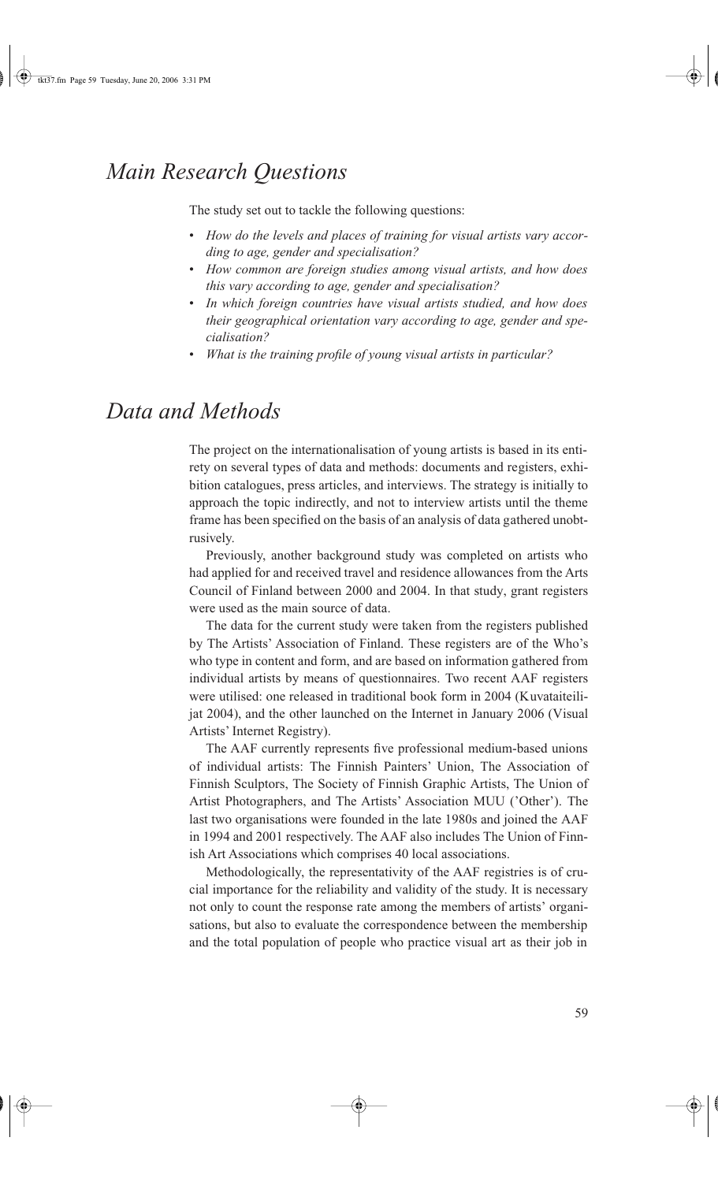# *Main Research Questions*

The study set out to tackle the following questions:

- *How do the levels and places of training for visual artists vary according to age, gender and specialisation?*
- *How common are foreign studies among visual artists, and how does this vary according to age, gender and specialisation?*
- *In which foreign countries have visual artists studied, and how does their geographical orientation vary according to age, gender and specialisation?*
- *What is the training profile of young visual artists in particular?*

# *Data and Methods*

The project on the internationalisation of young artists is based in its entirety on several types of data and methods: documents and registers, exhibition catalogues, press articles, and interviews. The strategy is initially to approach the topic indirectly, and not to interview artists until the theme frame has been specified on the basis of an analysis of data gathered unobtrusively.

Previously, another background study was completed on artists who had applied for and received travel and residence allowances from the Arts Council of Finland between 2000 and 2004. In that study, grant registers were used as the main source of data.

The data for the current study were taken from the registers published by The Artists' Association of Finland. These registers are of the Who's who type in content and form, and are based on information gathered from individual artists by means of questionnaires. Two recent AAF registers were utilised: one released in traditional book form in 2004 (Kuvataiteilijat 2004), and the other launched on the Internet in January 2006 (Visual Artists' Internet Registry).

The AAF currently represents five professional medium-based unions of individual artists: The Finnish Painters' Union, The Association of Finnish Sculptors, The Society of Finnish Graphic Artists, The Union of Artist Photographers, and The Artists' Association MUU ('Other'). The last two organisations were founded in the late 1980s and joined the AAF in 1994 and 2001 respectively. The AAF also includes The Union of Finnish Art Associations which comprises 40 local associations.

Methodologically, the representativity of the AAF registries is of crucial importance for the reliability and validity of the study. It is necessary not only to count the response rate among the members of artists' organisations, but also to evaluate the correspondence between the membership and the total population of people who practice visual art as their job in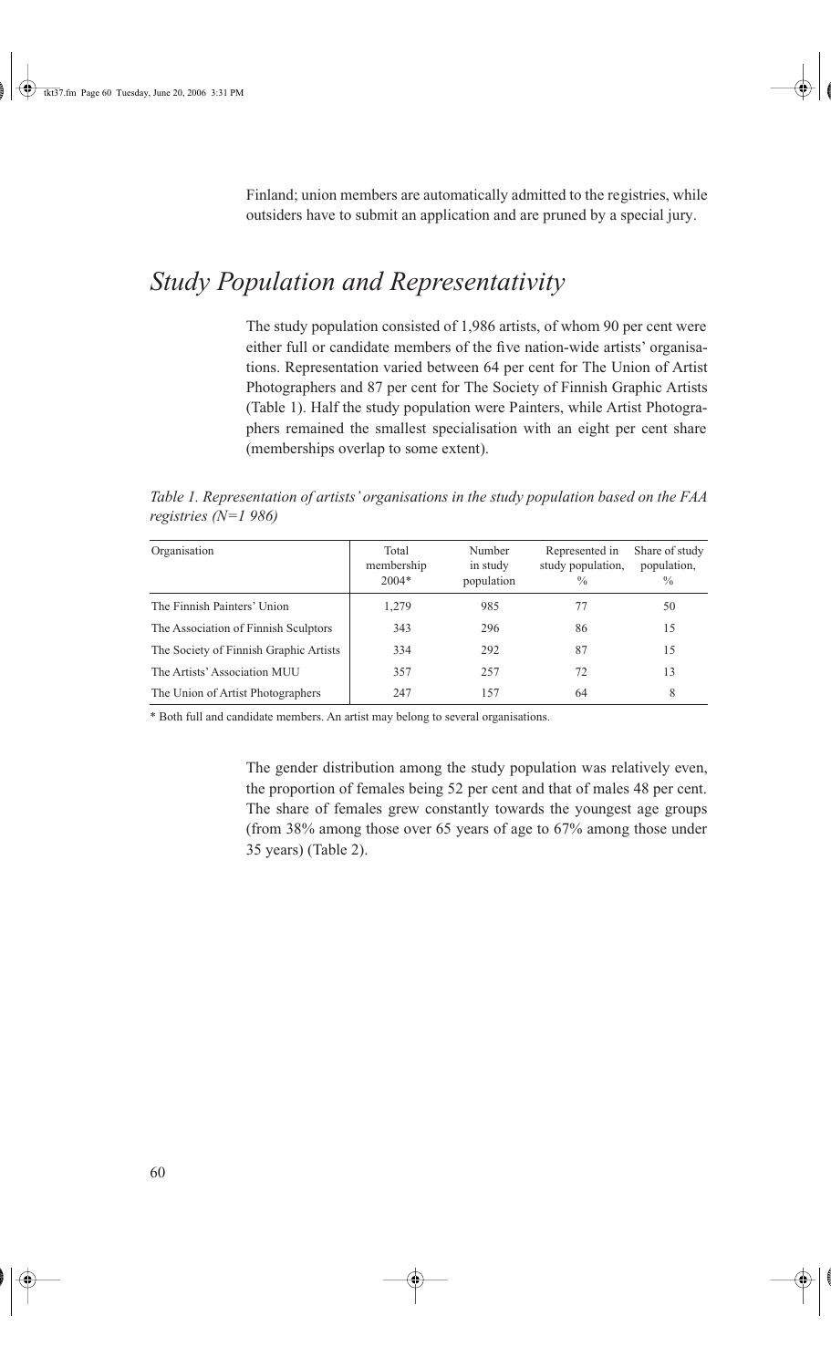Finland; union members are automatically admitted to the registries, while outsiders have to submit an application and are pruned by a special jury.

## *Study Population and Representativity*

The study population consisted of 1,986 artists, of whom 90 per cent were either full or candidate members of the five nation-wide artists' organisations. Representation varied between 64 per cent for The Union of Artist Photographers and 87 per cent for The Society of Finnish Graphic Artists (Table 1). Half the study population were Painters, while Artist Photographers remained the smallest specialisation with an eight per cent share (memberships overlap to some extent).

*Table 1. Representation of artists' organisations in the study population based on the FAA registries (N=1 986)*

| Organisation | Total membership 2004* | Number in study population | Represented in study population, % | Share of study population, % |
|---|---|---|---|---|
| The Finnish Painters' Union | 1,279 | 985 | 77 | 50 |
| The Association of Finnish Sculptors | 343 | 296 | 86 | 15 |
| The Society of Finnish Graphic Artists | 334 | 292 | 87 | 15 |
| The Artists' Association MUU | 357 | 257 | 72 | 13 |
| The Union of Artist Photographers | 247 | 157 | 64 | 8 |

\* Both full and candidate members. An artist may belong to several organisations.

The gender distribution among the study population was relatively even, the proportion of females being 52 per cent and that of males 48 per cent. The share of females grew constantly towards the youngest age groups (from 38% among those over 65 years of age to 67% among those under 35 years) (Table 2).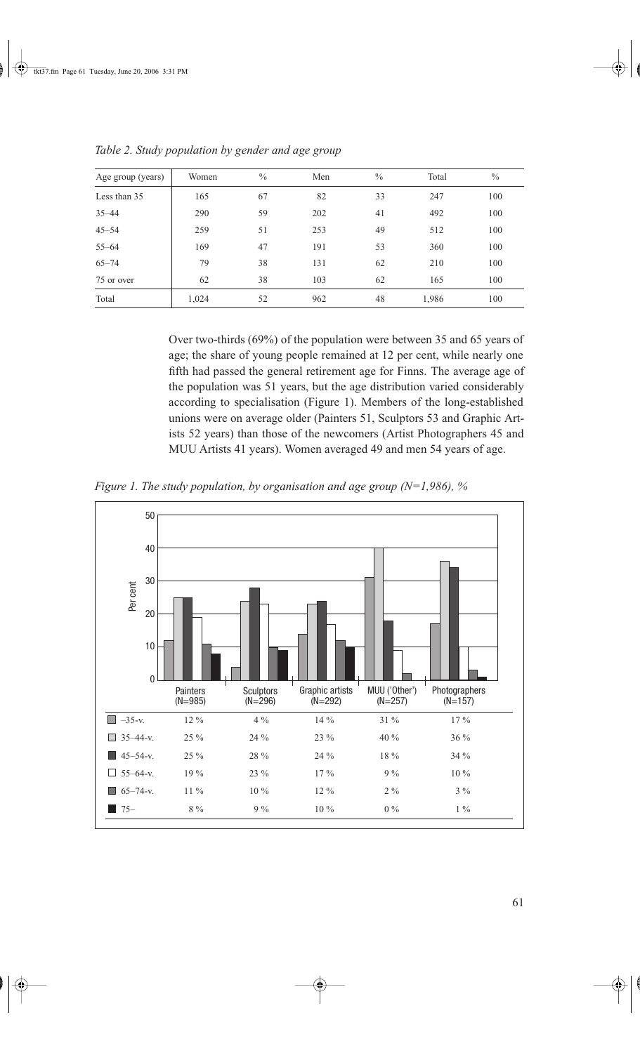*Table 2. Study population by gender and age group*

| Age group (years) | Women | % | Men | % | Total | % |
|---|---|---|---|---|---|---|
| Less than 35 | 165 | 67 | 82 | 33 | 247 | 100 |
| 35–44 | 290 | 59 | 202 | 41 | 492 | 100 |
| 45–54 | 259 | 51 | 253 | 49 | 512 | 100 |
| 55–64 | 169 | 47 | 191 | 53 | 360 | 100 |
| 65–74 | 79 | 38 | 131 | 62 | 210 | 100 |
| 75 or over | 62 | 38 | 103 | 62 | 165 | 100 |
| Total | 1,024 | 52 | 962 | 48 | 1,986 | 100 |

Over two-thirds (69%) of the population were between 35 and 65 years of age; the share of young people remained at 12 per cent, while nearly one fifth had passed the general retirement age for Finns. The average age of the population was 51 years, but the age distribution varied considerably according to specialisation (Figure 1). Members of the long-established unions were on average older (Painters 51, Sculptors 53 and Graphic Artists 52 years) than those of the newcomers (Artist Photographers 45 and MUU Artists 41 years). Women averaged 49 and men 54 years of age.

*Figure 1. The study population, by organisation and age group (N=1,986), %*

| | Painters (N=985) | Sculptors (N=296) | Graphic artists (N=292) | MUU ('Other') (N=257) | Photographers (N=157) |
|---|---|---|---|---|---|
| –35-v. | 12 % | 4 % | 14 % | 31 % | 17 % |
| 35–44-v. | 25 % | 24 % | 23 % | 40 % | 36 % |
| 45–54-v. | 25 % | 28 % | 24 % | 18 % | 34 % |
| 55–64-v. | 19 % | 23 % | 17 % | 9 % | 10 % |
| 65–74-v. | 11 % | 10 % | 12 % | 2 % | 3 % |
| 75– | 8 % | 9 % | 10 % | 0 % | 1 % |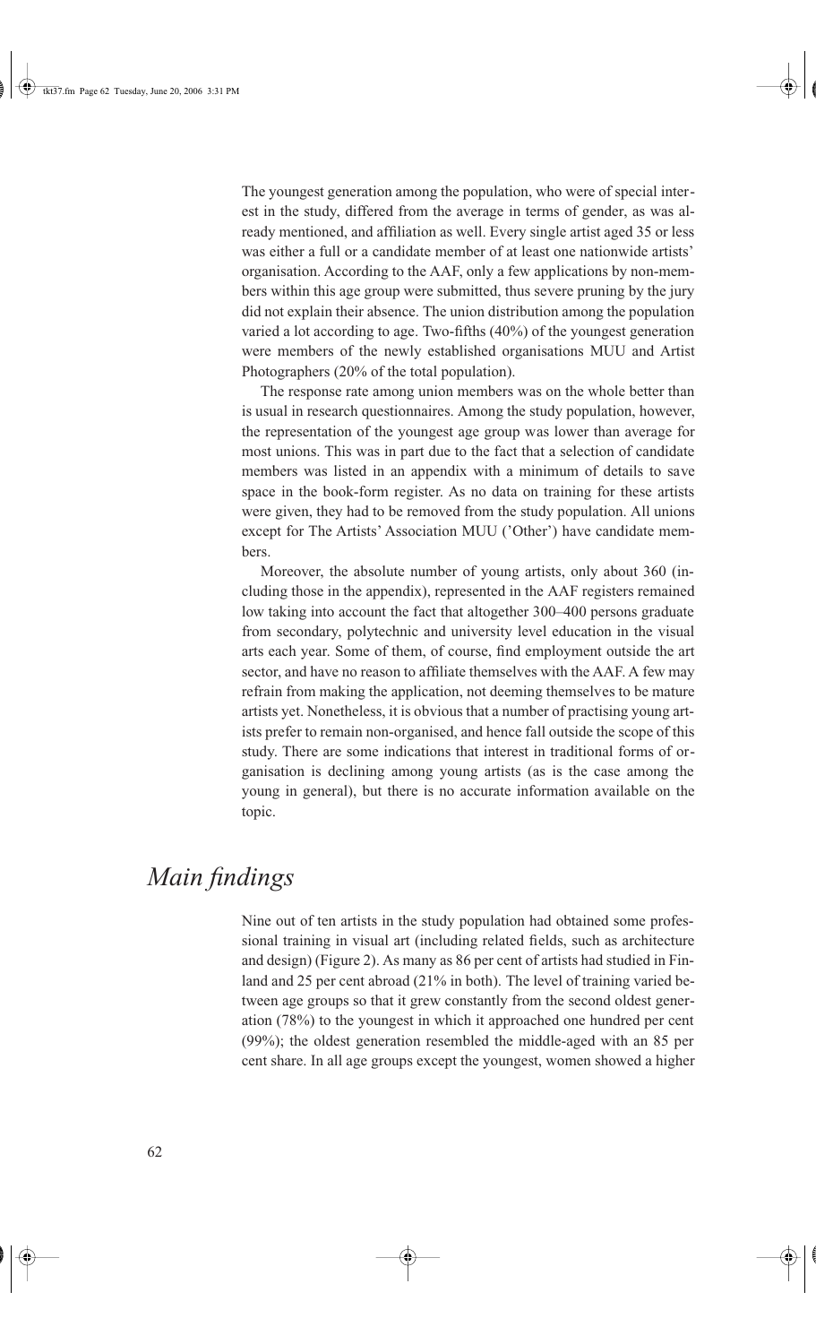The youngest generation among the population, who were of special interest in the study, differed from the average in terms of gender, as was already mentioned, and affiliation as well. Every single artist aged 35 or less was either a full or a candidate member of at least one nationwide artists' organisation. According to the AAF, only a few applications by non-members within this age group were submitted, thus severe pruning by the jury did not explain their absence. The union distribution among the population varied a lot according to age. Two-fifths (40%) of the youngest generation were members of the newly established organisations MUU and Artist Photographers (20% of the total population).

The response rate among union members was on the whole better than is usual in research questionnaires. Among the study population, however, the representation of the youngest age group was lower than average for most unions. This was in part due to the fact that a selection of candidate members was listed in an appendix with a minimum of details to save space in the book-form register. As no data on training for these artists were given, they had to be removed from the study population. All unions except for The Artists' Association MUU ('Other') have candidate members.

Moreover, the absolute number of young artists, only about 360 (including those in the appendix), represented in the AAF registers remained low taking into account the fact that altogether 300–400 persons graduate from secondary, polytechnic and university level education in the visual arts each year. Some of them, of course, find employment outside the art sector, and have no reason to affiliate themselves with the AAF. A few may refrain from making the application, not deeming themselves to be mature artists yet. Nonetheless, it is obvious that a number of practising young artists prefer to remain non-organised, and hence fall outside the scope of this study. There are some indications that interest in traditional forms of organisation is declining among young artists (as is the case among the young in general), but there is no accurate information available on the topic.

## *Main findings*

Nine out of ten artists in the study population had obtained some professional training in visual art (including related fields, such as architecture and design) (Figure 2). As many as 86 per cent of artists had studied in Finland and 25 per cent abroad (21% in both). The level of training varied between age groups so that it grew constantly from the second oldest generation (78%) to the youngest in which it approached one hundred per cent (99%); the oldest generation resembled the middle-aged with an 85 per cent share. In all age groups except the youngest, women showed a higher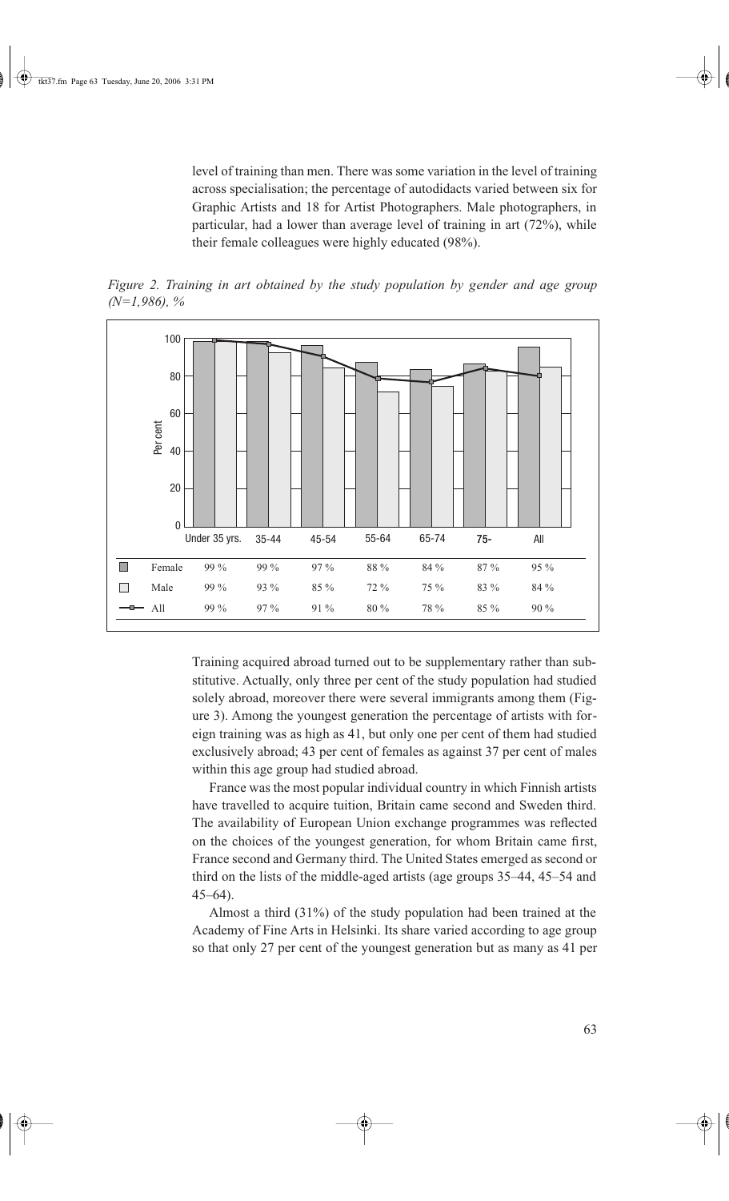level of training than men. There was some variation in the level of training across specialisation; the percentage of autodidacts varied between six for Graphic Artists and 18 for Artist Photographers. Male photographers, in particular, had a lower than average level of training in art (72%), while their female colleagues were highly educated (98%).

*Figure 2. Training in art obtained by the study population by gender and age group (N=1,986), %*

| | Under 35 yrs. | 35-44 | 45-54 | 55-64 | 65-74 | 75- | All |
|---|---|---|---|---|---|---|---|
| Female | 99 % | 99 % | 97 % | 88 % | 84 % | 87 % | 95 % |
| Male | 99 % | 93 % | 85 % | 72 % | 75 % | 83 % | 84 % |
| All | 99 % | 97 % | 91 % | 80 % | 78 % | 85 % | 90 % |

Training acquired abroad turned out to be supplementary rather than substitutive. Actually, only three per cent of the study population had studied solely abroad, moreover there were several immigrants among them (Figure 3). Among the youngest generation the percentage of artists with foreign training was as high as 41, but only one per cent of them had studied exclusively abroad; 43 per cent of females as against 37 per cent of males within this age group had studied abroad.

France was the most popular individual country in which Finnish artists have travelled to acquire tuition, Britain came second and Sweden third. The availability of European Union exchange programmes was reflected on the choices of the youngest generation, for whom Britain came first, France second and Germany third. The United States emerged as second or third on the lists of the middle-aged artists (age groups 35–44, 45–54 and 45–64).

Almost a third (31%) of the study population had been trained at the Academy of Fine Arts in Helsinki. Its share varied according to age group so that only 27 per cent of the youngest generation but as many as 41 per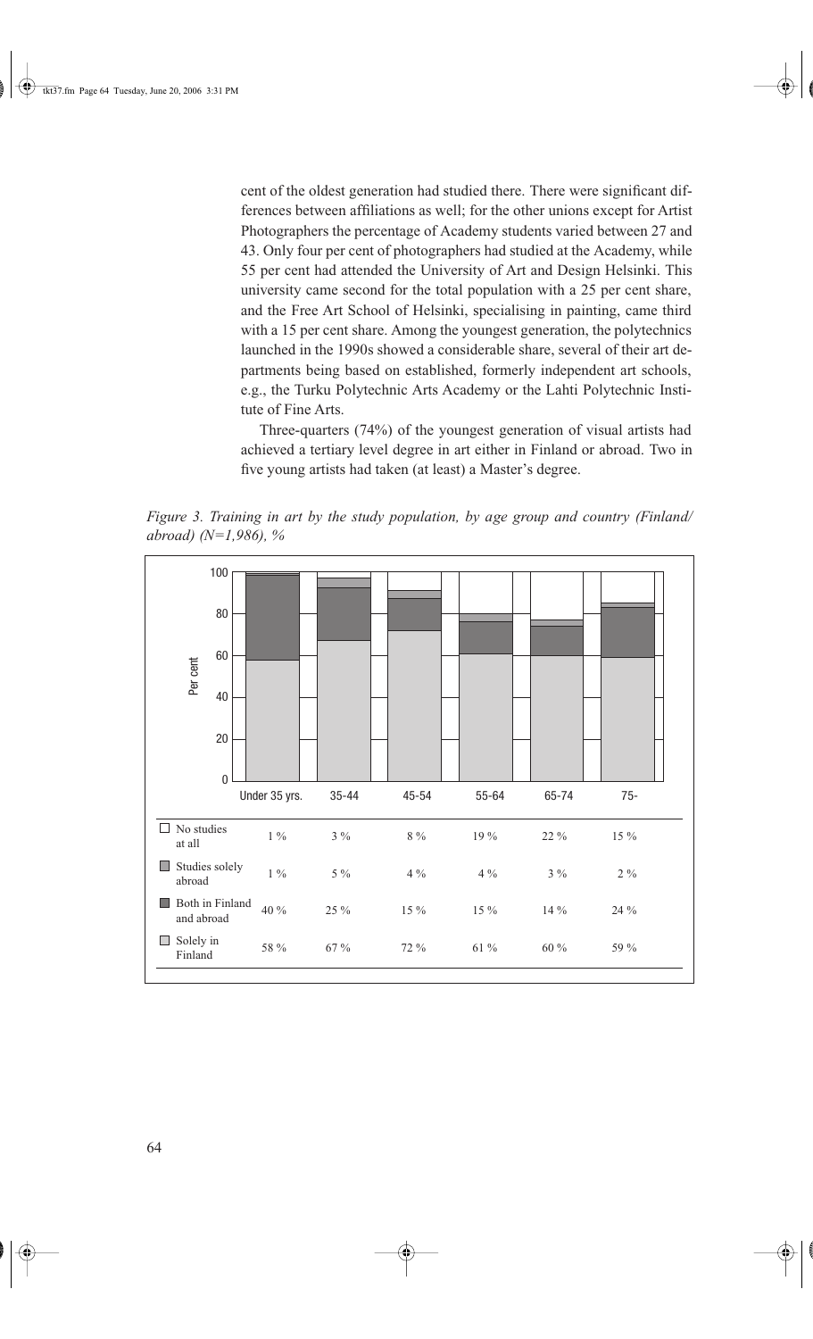cent of the oldest generation had studied there. There were significant differences between affiliations as well; for the other unions except for Artist Photographers the percentage of Academy students varied between 27 and 43. Only four per cent of photographers had studied at the Academy, while 55 per cent had attended the University of Art and Design Helsinki. This university came second for the total population with a 25 per cent share, and the Free Art School of Helsinki, specialising in painting, came third with a 15 per cent share. Among the youngest generation, the polytechnics launched in the 1990s showed a considerable share, several of their art departments being based on established, formerly independent art schools, e.g., the Turku Polytechnic Arts Academy or the Lahti Polytechnic Institute of Fine Arts.

Three-quarters (74%) of the youngest generation of visual artists had achieved a tertiary level degree in art either in Finland or abroad. Two in five young artists had taken (at least) a Master's degree.

*Figure 3. Training in art by the study population, by age group and country (Finland/abroad) (N=1,986), %*

| | Under 35 yrs. | 35-44 | 45-54 | 55-64 | 65-74 | 75- |
|---|---|---|---|---|---|---|
| No studies at all | 1 % | 3 % | 8 % | 19 % | 22 % | 15 % |
| Studies solely abroad | 1 % | 5 % | 4 % | 4 % | 3 % | 2 % |
| Both in Finland and abroad | 40 % | 25 % | 15 % | 15 % | 14 % | 24 % |
| Solely in Finland | 58 % | 67 % | 72 % | 61 % | 60 % | 59 % |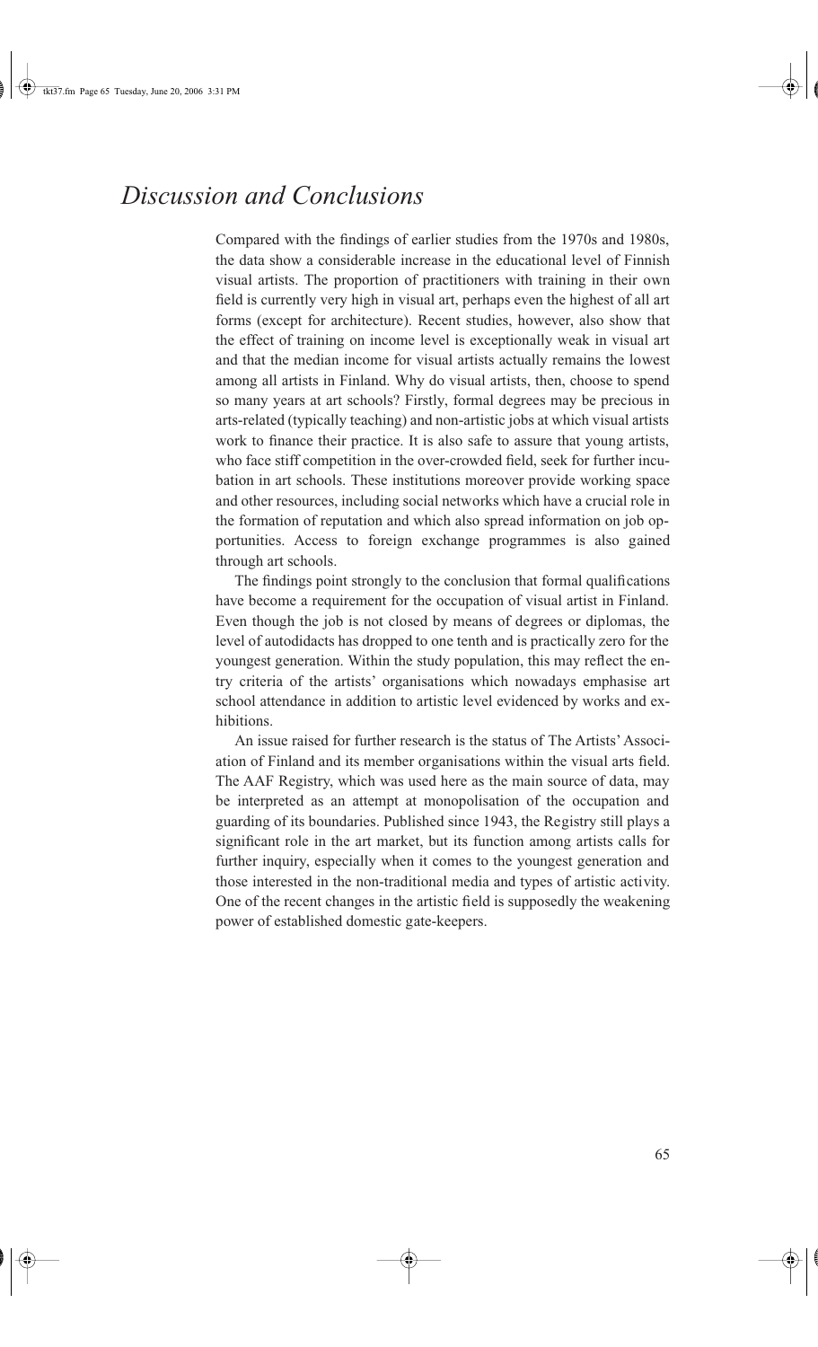# *Discussion and Conclusions*

Compared with the findings of earlier studies from the 1970s and 1980s, the data show a considerable increase in the educational level of Finnish visual artists. The proportion of practitioners with training in their own field is currently very high in visual art, perhaps even the highest of all art forms (except for architecture). Recent studies, however, also show that the effect of training on income level is exceptionally weak in visual art and that the median income for visual artists actually remains the lowest among all artists in Finland. Why do visual artists, then, choose to spend so many years at art schools? Firstly, formal degrees may be precious in arts-related (typically teaching) and non-artistic jobs at which visual artists work to finance their practice. It is also safe to assure that young artists, who face stiff competition in the over-crowded field, seek for further incubation in art schools. These institutions moreover provide working space and other resources, including social networks which have a crucial role in the formation of reputation and which also spread information on job opportunities. Access to foreign exchange programmes is also gained through art schools.

The findings point strongly to the conclusion that formal qualifications have become a requirement for the occupation of visual artist in Finland. Even though the job is not closed by means of degrees or diplomas, the level of autodidacts has dropped to one tenth and is practically zero for the youngest generation. Within the study population, this may reflect the entry criteria of the artists' organisations which nowadays emphasise art school attendance in addition to artistic level evidenced by works and exhibitions.

An issue raised for further research is the status of The Artists' Association of Finland and its member organisations within the visual arts field. The AAF Registry, which was used here as the main source of data, may be interpreted as an attempt at monopolisation of the occupation and guarding of its boundaries. Published since 1943, the Registry still plays a significant role in the art market, but its function among artists calls for further inquiry, especially when it comes to the youngest generation and those interested in the non-traditional media and types of artistic activity. One of the recent changes in the artistic field is supposedly the weakening power of established domestic gate-keepers.